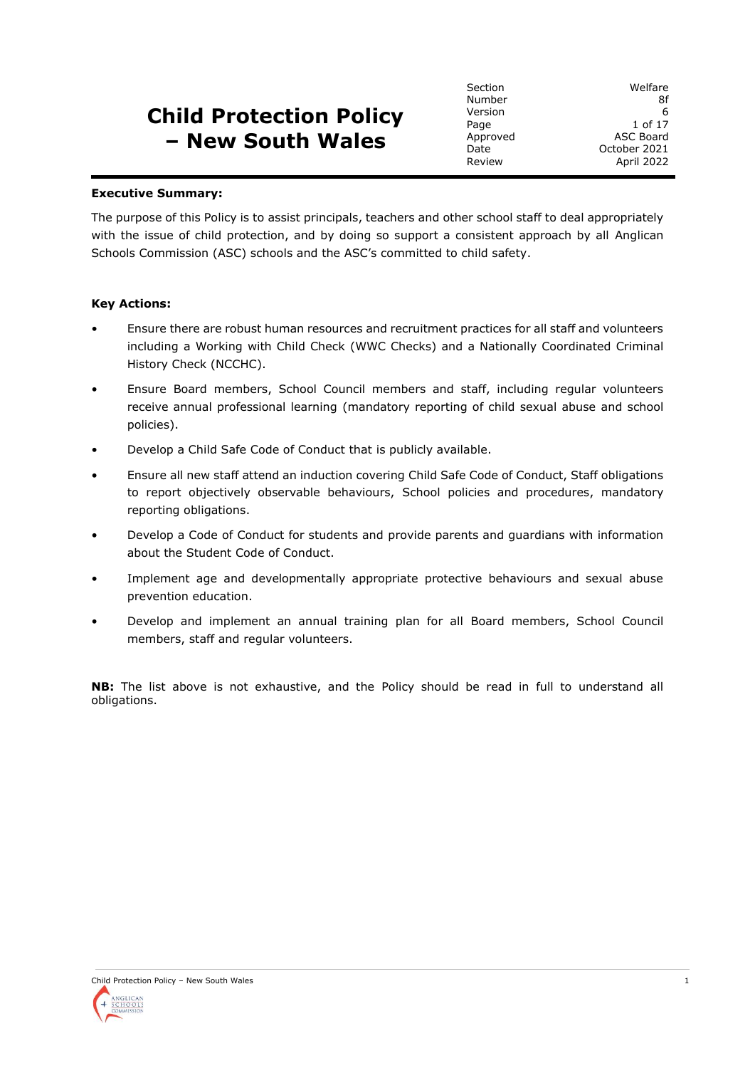# Child Protection Policy – New South Wales

| Section | Welfare |
| --- | --- |
| Number | 8f |
| Version | 6 |
| Page | 1 of 17 |
| Approved | ASC Board |
| Date | October 2021 |
| Review | April 2022 |

**Executive Summary:**

The purpose of this Policy is to assist principals, teachers and other school staff to deal appropriately with the issue of child protection, and by doing so support a consistent approach by all Anglican Schools Commission (ASC) schools and the ASC's committed to child safety.

**Key Actions:**

- Ensure there are robust human resources and recruitment practices for all staff and volunteers including a Working with Child Check (WWC Checks) and a Nationally Coordinated Criminal History Check (NCCHC).
- Ensure Board members, School Council members and staff, including regular volunteers receive annual professional learning (mandatory reporting of child sexual abuse and school policies).
- Develop a Child Safe Code of Conduct that is publicly available.
- Ensure all new staff attend an induction covering Child Safe Code of Conduct, Staff obligations to report objectively observable behaviours, School policies and procedures, mandatory reporting obligations.
- Develop a Code of Conduct for students and provide parents and guardians with information about the Student Code of Conduct.
- Implement age and developmentally appropriate protective behaviours and sexual abuse prevention education.
- Develop and implement an annual training plan for all Board members, School Council members, staff and regular volunteers.

**NB:** The list above is not exhaustive, and the Policy should be read in full to understand all obligations.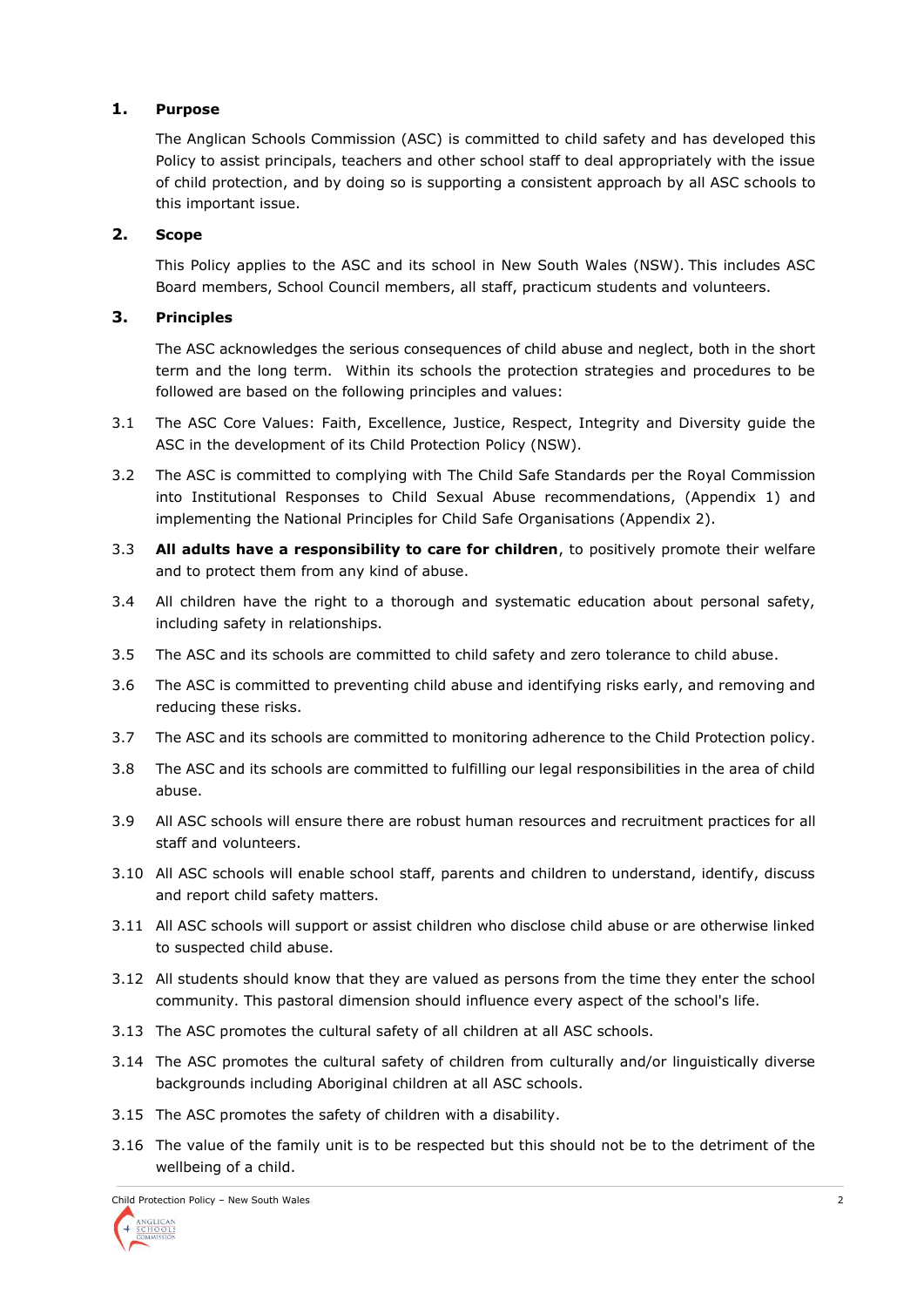## 1. Purpose

The Anglican Schools Commission (ASC) is committed to child safety and has developed this Policy to assist principals, teachers and other school staff to deal appropriately with the issue of child protection, and by doing so is supporting a consistent approach by all ASC schools to this important issue.

## 2. Scope

This Policy applies to the ASC and its school in New South Wales (NSW). This includes ASC Board members, School Council members, all staff, practicum students and volunteers.

## 3. Principles

The ASC acknowledges the serious consequences of child abuse and neglect, both in the short term and the long term. Within its schools the protection strategies and procedures to be followed are based on the following principles and values:

3.1 The ASC Core Values: Faith, Excellence, Justice, Respect, Integrity and Diversity guide the ASC in the development of its Child Protection Policy (NSW).

3.2 The ASC is committed to complying with The Child Safe Standards per the Royal Commission into Institutional Responses to Child Sexual Abuse recommendations, (Appendix 1) and implementing the National Principles for Child Safe Organisations (Appendix 2).

3.3 **All adults have a responsibility to care for children**, to positively promote their welfare and to protect them from any kind of abuse.

3.4 All children have the right to a thorough and systematic education about personal safety, including safety in relationships.

3.5 The ASC and its schools are committed to child safety and zero tolerance to child abuse.

3.6 The ASC is committed to preventing child abuse and identifying risks early, and removing and reducing these risks.

3.7 The ASC and its schools are committed to monitoring adherence to the Child Protection policy.

3.8 The ASC and its schools are committed to fulfilling our legal responsibilities in the area of child abuse.

3.9 All ASC schools will ensure there are robust human resources and recruitment practices for all staff and volunteers.

3.10 All ASC schools will enable school staff, parents and children to understand, identify, discuss and report child safety matters.

3.11 All ASC schools will support or assist children who disclose child abuse or are otherwise linked to suspected child abuse.

3.12 All students should know that they are valued as persons from the time they enter the school community. This pastoral dimension should influence every aspect of the school's life.

3.13 The ASC promotes the cultural safety of all children at all ASC schools.

3.14 The ASC promotes the cultural safety of children from culturally and/or linguistically diverse backgrounds including Aboriginal children at all ASC schools.

3.15 The ASC promotes the safety of children with a disability.

3.16 The value of the family unit is to be respected but this should not be to the detriment of the wellbeing of a child.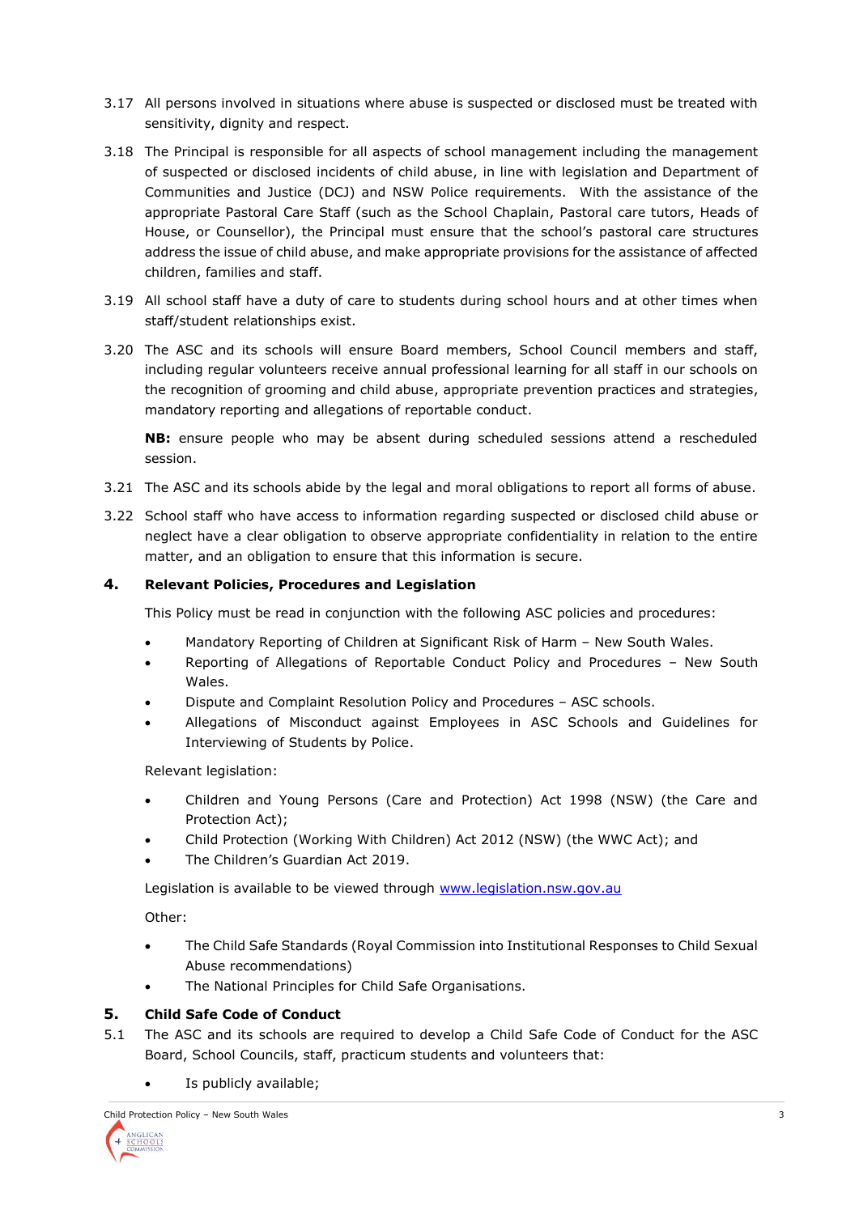3.17 All persons involved in situations where abuse is suspected or disclosed must be treated with sensitivity, dignity and respect.

3.18 The Principal is responsible for all aspects of school management including the management of suspected or disclosed incidents of child abuse, in line with legislation and Department of Communities and Justice (DCJ) and NSW Police requirements. With the assistance of the appropriate Pastoral Care Staff (such as the School Chaplain, Pastoral care tutors, Heads of House, or Counsellor), the Principal must ensure that the school's pastoral care structures address the issue of child abuse, and make appropriate provisions for the assistance of affected children, families and staff.

3.19 All school staff have a duty of care to students during school hours and at other times when staff/student relationships exist.

3.20 The ASC and its schools will ensure Board members, School Council members and staff, including regular volunteers receive annual professional learning for all staff in our schools on the recognition of grooming and child abuse, appropriate prevention practices and strategies, mandatory reporting and allegations of reportable conduct.

**NB:** ensure people who may be absent during scheduled sessions attend a rescheduled session.

3.21 The ASC and its schools abide by the legal and moral obligations to report all forms of abuse.

3.22 School staff who have access to information regarding suspected or disclosed child abuse or neglect have a clear obligation to observe appropriate confidentiality in relation to the entire matter, and an obligation to ensure that this information is secure.

## 4. Relevant Policies, Procedures and Legislation

This Policy must be read in conjunction with the following ASC policies and procedures:

- Mandatory Reporting of Children at Significant Risk of Harm – New South Wales.
- Reporting of Allegations of Reportable Conduct Policy and Procedures – New South Wales.
- Dispute and Complaint Resolution Policy and Procedures – ASC schools.
- Allegations of Misconduct against Employees in ASC Schools and Guidelines for Interviewing of Students by Police.

Relevant legislation:

- Children and Young Persons (Care and Protection) Act 1998 (NSW) (the Care and Protection Act);
- Child Protection (Working With Children) Act 2012 (NSW) (the WWC Act); and
- The Children's Guardian Act 2019.

Legislation is available to be viewed through www.legislation.nsw.gov.au

Other:

- The Child Safe Standards (Royal Commission into Institutional Responses to Child Sexual Abuse recommendations)
- The National Principles for Child Safe Organisations.

## 5. Child Safe Code of Conduct

5.1 The ASC and its schools are required to develop a Child Safe Code of Conduct for the ASC Board, School Councils, staff, practicum students and volunteers that:

- Is publicly available;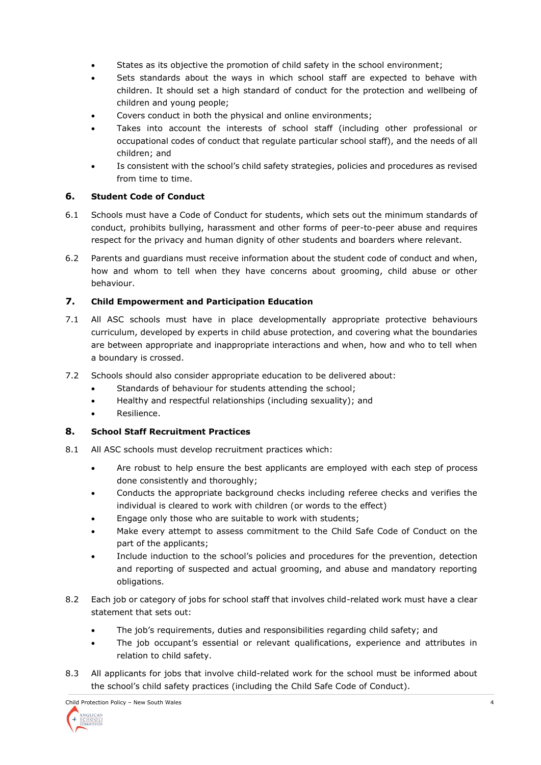- States as its objective the promotion of child safety in the school environment;
- Sets standards about the ways in which school staff are expected to behave with children. It should set a high standard of conduct for the protection and wellbeing of children and young people;
- Covers conduct in both the physical and online environments;
- Takes into account the interests of school staff (including other professional or occupational codes of conduct that regulate particular school staff), and the needs of all children; and
- Is consistent with the school's child safety strategies, policies and procedures as revised from time to time.

## 6. Student Code of Conduct

6.1 Schools must have a Code of Conduct for students, which sets out the minimum standards of conduct, prohibits bullying, harassment and other forms of peer-to-peer abuse and requires respect for the privacy and human dignity of other students and boarders where relevant.

6.2 Parents and guardians must receive information about the student code of conduct and when, how and whom to tell when they have concerns about grooming, child abuse or other behaviour.

## 7. Child Empowerment and Participation Education

7.1 All ASC schools must have in place developmentally appropriate protective behaviours curriculum, developed by experts in child abuse protection, and covering what the boundaries are between appropriate and inappropriate interactions and when, how and who to tell when a boundary is crossed.

7.2 Schools should also consider appropriate education to be delivered about:

- Standards of behaviour for students attending the school;
- Healthy and respectful relationships (including sexuality); and
- Resilience.

## 8. School Staff Recruitment Practices

8.1 All ASC schools must develop recruitment practices which:

- Are robust to help ensure the best applicants are employed with each step of process done consistently and thoroughly;
- Conducts the appropriate background checks including referee checks and verifies the individual is cleared to work with children (or words to the effect)
- Engage only those who are suitable to work with students;
- Make every attempt to assess commitment to the Child Safe Code of Conduct on the part of the applicants;
- Include induction to the school's policies and procedures for the prevention, detection and reporting of suspected and actual grooming, and abuse and mandatory reporting obligations.

8.2 Each job or category of jobs for school staff that involves child-related work must have a clear statement that sets out:

- The job's requirements, duties and responsibilities regarding child safety; and
- The job occupant's essential or relevant qualifications, experience and attributes in relation to child safety.

8.3 All applicants for jobs that involve child-related work for the school must be informed about the school's child safety practices (including the Child Safe Code of Conduct).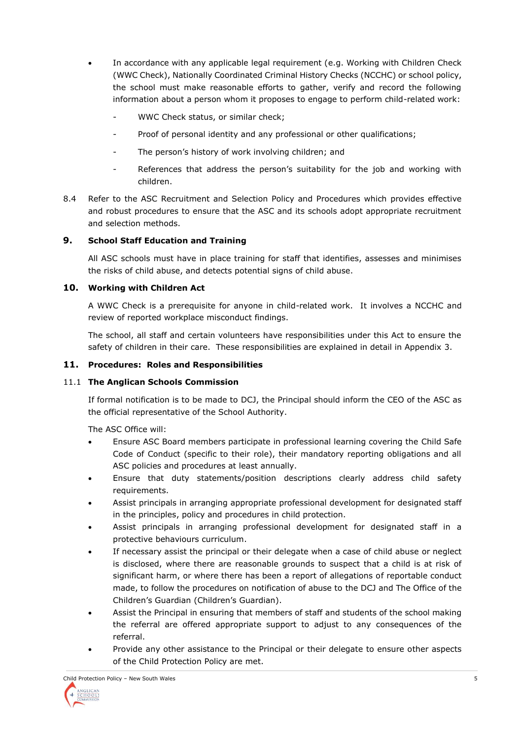- In accordance with any applicable legal requirement (e.g. Working with Children Check (WWC Check), Nationally Coordinated Criminal History Checks (NCCHC) or school policy, the school must make reasonable efforts to gather, verify and record the following information about a person whom it proposes to engage to perform child-related work:
  - WWC Check status, or similar check;
  - Proof of personal identity and any professional or other qualifications;
  - The person's history of work involving children; and
  - References that address the person's suitability for the job and working with children.

8.4 Refer to the ASC Recruitment and Selection Policy and Procedures which provides effective and robust procedures to ensure that the ASC and its schools adopt appropriate recruitment and selection methods.

## 9. School Staff Education and Training

All ASC schools must have in place training for staff that identifies, assesses and minimises the risks of child abuse, and detects potential signs of child abuse.

## 10. Working with Children Act

A WWC Check is a prerequisite for anyone in child-related work. It involves a NCCHC and review of reported workplace misconduct findings.

The school, all staff and certain volunteers have responsibilities under this Act to ensure the safety of children in their care. These responsibilities are explained in detail in Appendix 3.

## 11. Procedures: Roles and Responsibilities

### 11.1 The Anglican Schools Commission

If formal notification is to be made to DCJ, the Principal should inform the CEO of the ASC as the official representative of the School Authority.

The ASC Office will:

- Ensure ASC Board members participate in professional learning covering the Child Safe Code of Conduct (specific to their role), their mandatory reporting obligations and all ASC policies and procedures at least annually.
- Ensure that duty statements/position descriptions clearly address child safety requirements.
- Assist principals in arranging appropriate professional development for designated staff in the principles, policy and procedures in child protection.
- Assist principals in arranging professional development for designated staff in a protective behaviours curriculum.
- If necessary assist the principal or their delegate when a case of child abuse or neglect is disclosed, where there are reasonable grounds to suspect that a child is at risk of significant harm, or where there has been a report of allegations of reportable conduct made, to follow the procedures on notification of abuse to the DCJ and The Office of the Children's Guardian (Children's Guardian).
- Assist the Principal in ensuring that members of staff and students of the school making the referral are offered appropriate support to adjust to any consequences of the referral.
- Provide any other assistance to the Principal or their delegate to ensure other aspects of the Child Protection Policy are met.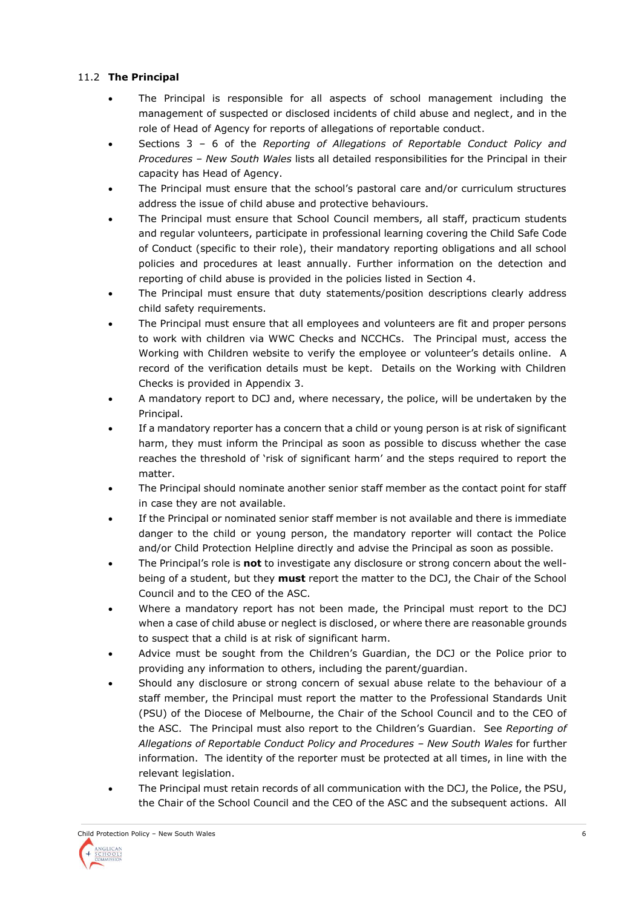### 11.2 **The Principal**

- The Principal is responsible for all aspects of school management including the management of suspected or disclosed incidents of child abuse and neglect, and in the role of Head of Agency for reports of allegations of reportable conduct.
- Sections 3 – 6 of the *Reporting of Allegations of Reportable Conduct Policy and Procedures – New South Wales* lists all detailed responsibilities for the Principal in their capacity has Head of Agency.
- The Principal must ensure that the school's pastoral care and/or curriculum structures address the issue of child abuse and protective behaviours.
- The Principal must ensure that School Council members, all staff, practicum students and regular volunteers, participate in professional learning covering the Child Safe Code of Conduct (specific to their role), their mandatory reporting obligations and all school policies and procedures at least annually. Further information on the detection and reporting of child abuse is provided in the policies listed in Section 4.
- The Principal must ensure that duty statements/position descriptions clearly address child safety requirements.
- The Principal must ensure that all employees and volunteers are fit and proper persons to work with children via WWC Checks and NCCHCs. The Principal must, access the Working with Children website to verify the employee or volunteer's details online. A record of the verification details must be kept. Details on the Working with Children Checks is provided in Appendix 3.
- A mandatory report to DCJ and, where necessary, the police, will be undertaken by the Principal.
- If a mandatory reporter has a concern that a child or young person is at risk of significant harm, they must inform the Principal as soon as possible to discuss whether the case reaches the threshold of 'risk of significant harm' and the steps required to report the matter.
- The Principal should nominate another senior staff member as the contact point for staff in case they are not available.
- If the Principal or nominated senior staff member is not available and there is immediate danger to the child or young person, the mandatory reporter will contact the Police and/or Child Protection Helpline directly and advise the Principal as soon as possible.
- The Principal's role is **not** to investigate any disclosure or strong concern about the well-being of a student, but they **must** report the matter to the DCJ, the Chair of the School Council and to the CEO of the ASC.
- Where a mandatory report has not been made, the Principal must report to the DCJ when a case of child abuse or neglect is disclosed, or where there are reasonable grounds to suspect that a child is at risk of significant harm.
- Advice must be sought from the Children's Guardian, the DCJ or the Police prior to providing any information to others, including the parent/guardian.
- Should any disclosure or strong concern of sexual abuse relate to the behaviour of a staff member, the Principal must report the matter to the Professional Standards Unit (PSU) of the Diocese of Melbourne, the Chair of the School Council and to the CEO of the ASC. The Principal must also report to the Children's Guardian. See *Reporting of Allegations of Reportable Conduct Policy and Procedures – New South Wales* for further information. The identity of the reporter must be protected at all times, in line with the relevant legislation.
- The Principal must retain records of all communication with the DCJ, the Police, the PSU, the Chair of the School Council and the CEO of the ASC and the subsequent actions. All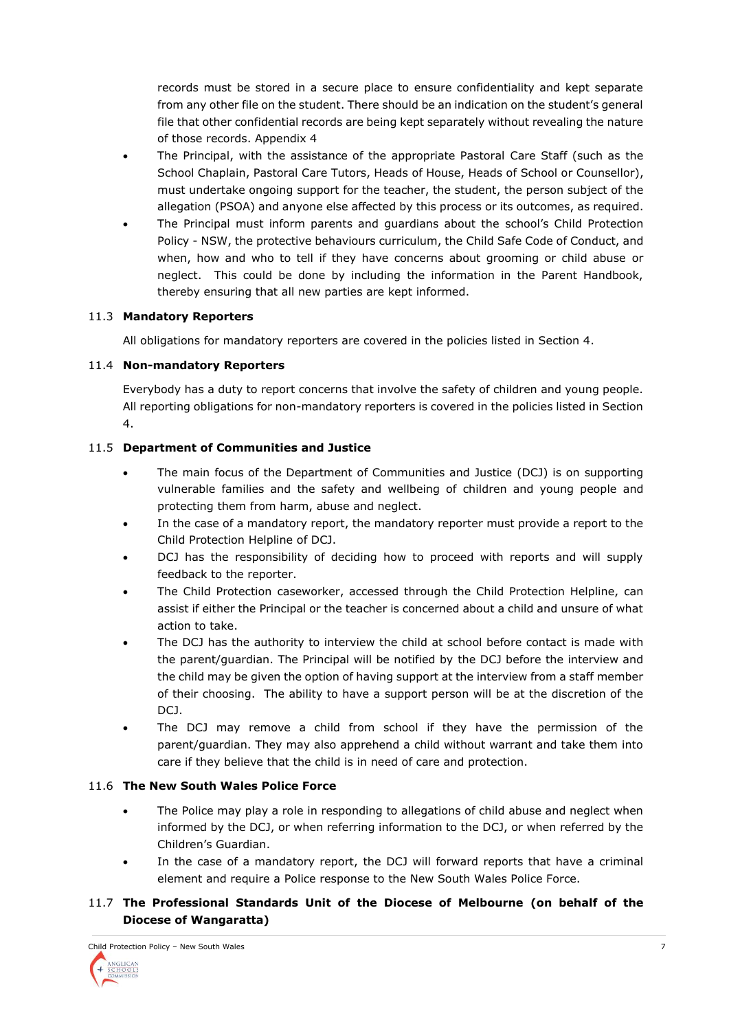records must be stored in a secure place to ensure confidentiality and kept separate from any other file on the student. There should be an indication on the student's general file that other confidential records are being kept separately without revealing the nature of those records. Appendix 4

- The Principal, with the assistance of the appropriate Pastoral Care Staff (such as the School Chaplain, Pastoral Care Tutors, Heads of House, Heads of School or Counsellor), must undertake ongoing support for the teacher, the student, the person subject of the allegation (PSOA) and anyone else affected by this process or its outcomes, as required.
- The Principal must inform parents and guardians about the school's Child Protection Policy - NSW, the protective behaviours curriculum, the Child Safe Code of Conduct, and when, how and who to tell if they have concerns about grooming or child abuse or neglect. This could be done by including the information in the Parent Handbook, thereby ensuring that all new parties are kept informed.

### 11.3 Mandatory Reporters

All obligations for mandatory reporters are covered in the policies listed in Section 4.

### 11.4 Non-mandatory Reporters

Everybody has a duty to report concerns that involve the safety of children and young people. All reporting obligations for non-mandatory reporters is covered in the policies listed in Section 4.

### 11.5 Department of Communities and Justice

- The main focus of the Department of Communities and Justice (DCJ) is on supporting vulnerable families and the safety and wellbeing of children and young people and protecting them from harm, abuse and neglect.
- In the case of a mandatory report, the mandatory reporter must provide a report to the Child Protection Helpline of DCJ.
- DCJ has the responsibility of deciding how to proceed with reports and will supply feedback to the reporter.
- The Child Protection caseworker, accessed through the Child Protection Helpline, can assist if either the Principal or the teacher is concerned about a child and unsure of what action to take.
- The DCJ has the authority to interview the child at school before contact is made with the parent/guardian. The Principal will be notified by the DCJ before the interview and the child may be given the option of having support at the interview from a staff member of their choosing. The ability to have a support person will be at the discretion of the DCJ.
- The DCJ may remove a child from school if they have the permission of the parent/guardian. They may also apprehend a child without warrant and take them into care if they believe that the child is in need of care and protection.

### 11.6 The New South Wales Police Force

- The Police may play a role in responding to allegations of child abuse and neglect when informed by the DCJ, or when referring information to the DCJ, or when referred by the Children's Guardian.
- In the case of a mandatory report, the DCJ will forward reports that have a criminal element and require a Police response to the New South Wales Police Force.

### 11.7 The Professional Standards Unit of the Diocese of Melbourne (on behalf of the Diocese of Wangaratta)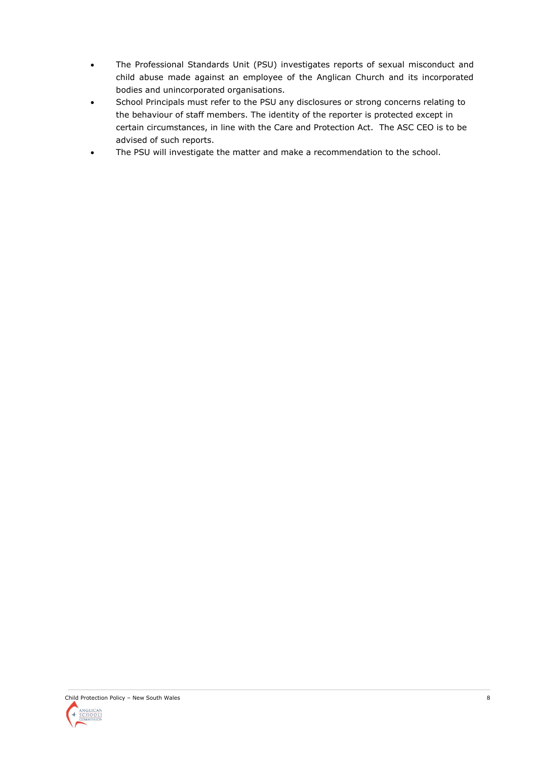- The Professional Standards Unit (PSU) investigates reports of sexual misconduct and child abuse made against an employee of the Anglican Church and its incorporated bodies and unincorporated organisations.
- School Principals must refer to the PSU any disclosures or strong concerns relating to the behaviour of staff members. The identity of the reporter is protected except in certain circumstances, in line with the Care and Protection Act. The ASC CEO is to be advised of such reports.
- The PSU will investigate the matter and make a recommendation to the school.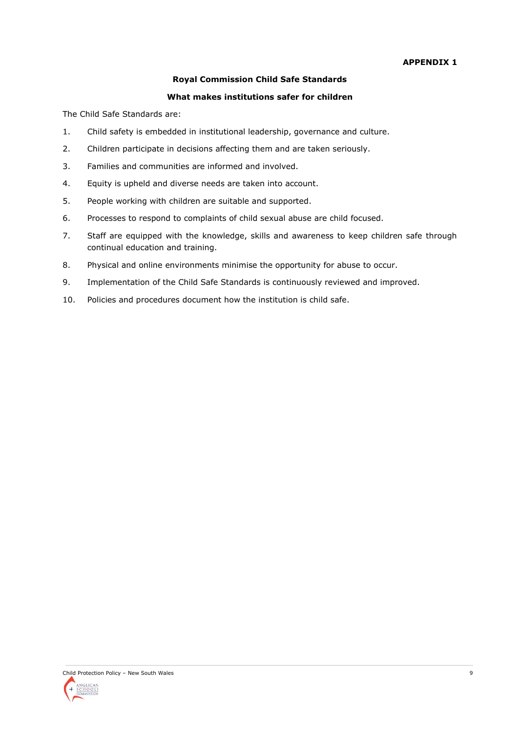**APPENDIX 1**

## Royal Commission Child Safe Standards

### What makes institutions safer for children

The Child Safe Standards are:

1. Child safety is embedded in institutional leadership, governance and culture.
2. Children participate in decisions affecting them and are taken seriously.
3. Families and communities are informed and involved.
4. Equity is upheld and diverse needs are taken into account.
5. People working with children are suitable and supported.
6. Processes to respond to complaints of child sexual abuse are child focused.
7. Staff are equipped with the knowledge, skills and awareness to keep children safe through continual education and training.
8. Physical and online environments minimise the opportunity for abuse to occur.
9. Implementation of the Child Safe Standards is continuously reviewed and improved.
10. Policies and procedures document how the institution is child safe.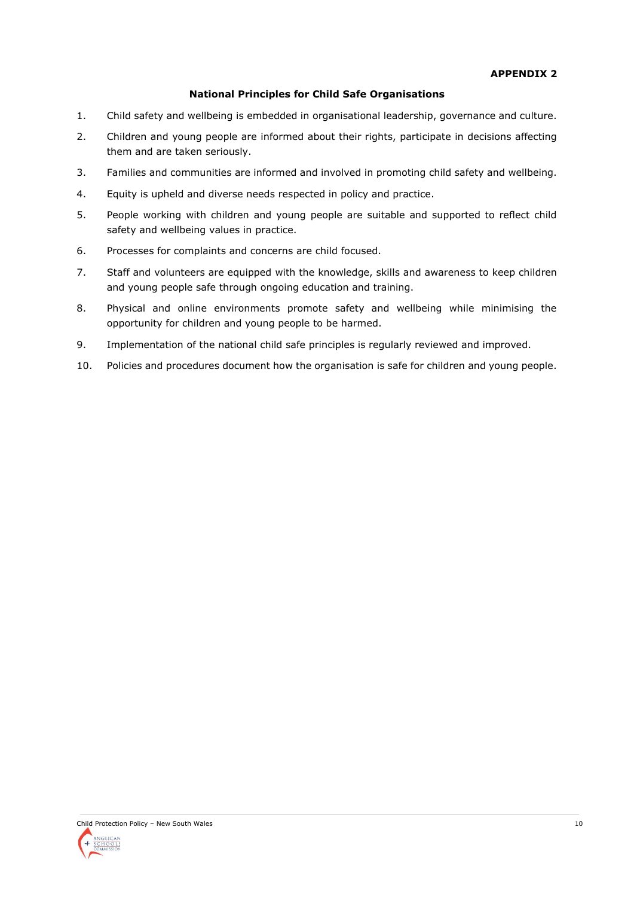**APPENDIX 2**

## National Principles for Child Safe Organisations

1. Child safety and wellbeing is embedded in organisational leadership, governance and culture.
2. Children and young people are informed about their rights, participate in decisions affecting them and are taken seriously.
3. Families and communities are informed and involved in promoting child safety and wellbeing.
4. Equity is upheld and diverse needs respected in policy and practice.
5. People working with children and young people are suitable and supported to reflect child safety and wellbeing values in practice.
6. Processes for complaints and concerns are child focused.
7. Staff and volunteers are equipped with the knowledge, skills and awareness to keep children and young people safe through ongoing education and training.
8. Physical and online environments promote safety and wellbeing while minimising the opportunity for children and young people to be harmed.
9. Implementation of the national child safe principles is regularly reviewed and improved.
10. Policies and procedures document how the organisation is safe for children and young people.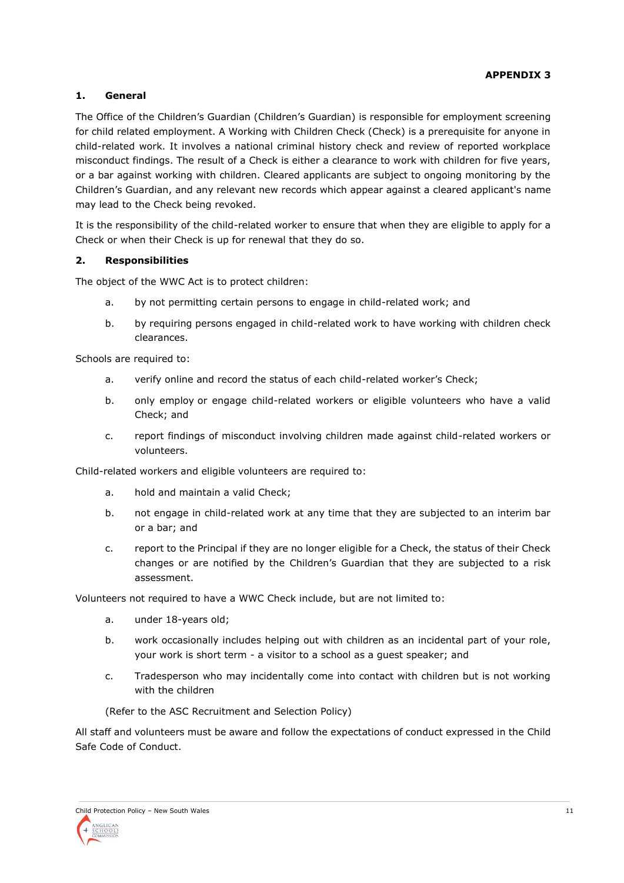**APPENDIX 3**

## 1. General

The Office of the Children's Guardian (Children's Guardian) is responsible for employment screening for child related employment. A Working with Children Check (Check) is a prerequisite for anyone in child-related work. It involves a national criminal history check and review of reported workplace misconduct findings. The result of a Check is either a clearance to work with children for five years, or a bar against working with children. Cleared applicants are subject to ongoing monitoring by the Children's Guardian, and any relevant new records which appear against a cleared applicant's name may lead to the Check being revoked.

It is the responsibility of the child-related worker to ensure that when they are eligible to apply for a Check or when their Check is up for renewal that they do so.

## 2. Responsibilities

The object of the WWC Act is to protect children:

a. by not permitting certain persons to engage in child-related work; and

b. by requiring persons engaged in child-related work to have working with children check clearances.

Schools are required to:

a. verify online and record the status of each child-related worker's Check;

b. only employ or engage child-related workers or eligible volunteers who have a valid Check; and

c. report findings of misconduct involving children made against child-related workers or volunteers.

Child-related workers and eligible volunteers are required to:

a. hold and maintain a valid Check;

b. not engage in child-related work at any time that they are subjected to an interim bar or a bar; and

c. report to the Principal if they are no longer eligible for a Check, the status of their Check changes or are notified by the Children's Guardian that they are subjected to a risk assessment.

Volunteers not required to have a WWC Check include, but are not limited to:

a. under 18-years old;

b. work occasionally includes helping out with children as an incidental part of your role, your work is short term - a visitor to a school as a guest speaker; and

c. Tradesperson who may incidentally come into contact with children but is not working with the children

(Refer to the ASC Recruitment and Selection Policy)

All staff and volunteers must be aware and follow the expectations of conduct expressed in the Child Safe Code of Conduct.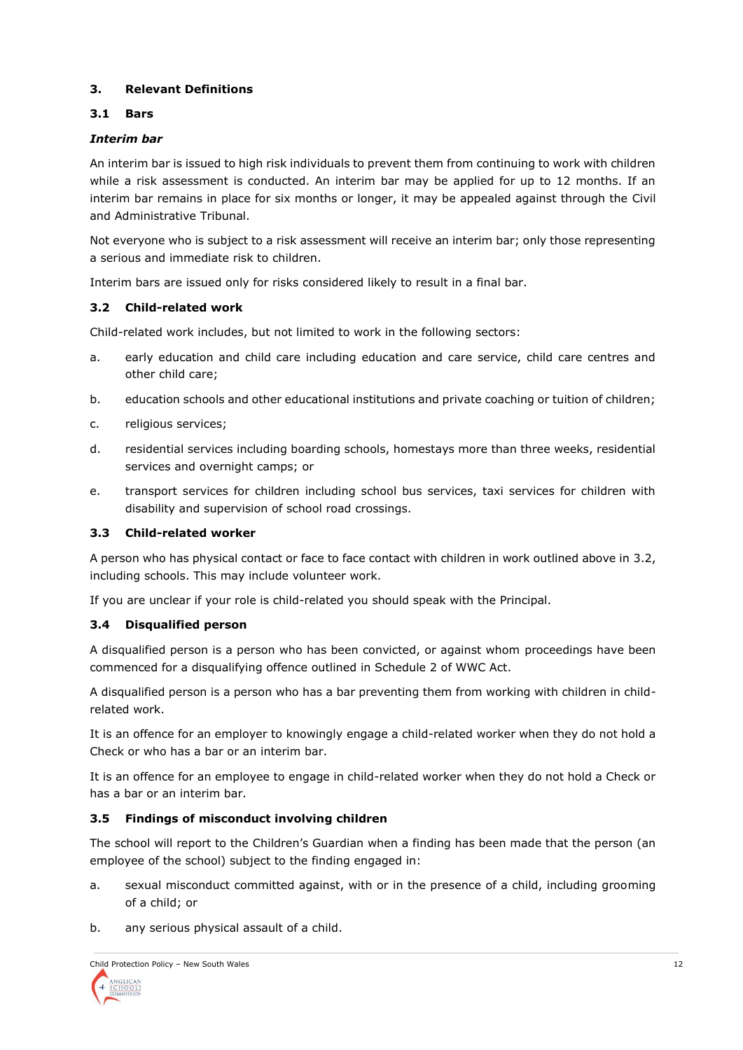## 3. Relevant Definitions

### 3.1 Bars

***Interim bar***

An interim bar is issued to high risk individuals to prevent them from continuing to work with children while a risk assessment is conducted. An interim bar may be applied for up to 12 months. If an interim bar remains in place for six months or longer, it may be appealed against through the Civil and Administrative Tribunal.

Not everyone who is subject to a risk assessment will receive an interim bar; only those representing a serious and immediate risk to children.

Interim bars are issued only for risks considered likely to result in a final bar.

### 3.2 Child-related work

Child-related work includes, but not limited to work in the following sectors:

a. early education and child care including education and care service, child care centres and other child care;

b. education schools and other educational institutions and private coaching or tuition of children;

c. religious services;

d. residential services including boarding schools, homestays more than three weeks, residential services and overnight camps; or

e. transport services for children including school bus services, taxi services for children with disability and supervision of school road crossings.

### 3.3 Child-related worker

A person who has physical contact or face to face contact with children in work outlined above in 3.2, including schools. This may include volunteer work.

If you are unclear if your role is child-related you should speak with the Principal.

### 3.4 Disqualified person

A disqualified person is a person who has been convicted, or against whom proceedings have been commenced for a disqualifying offence outlined in Schedule 2 of WWC Act.

A disqualified person is a person who has a bar preventing them from working with children in child-related work.

It is an offence for an employer to knowingly engage a child-related worker when they do not hold a Check or who has a bar or an interim bar.

It is an offence for an employee to engage in child-related worker when they do not hold a Check or has a bar or an interim bar.

### 3.5 Findings of misconduct involving children

The school will report to the Children's Guardian when a finding has been made that the person (an employee of the school) subject to the finding engaged in:

a. sexual misconduct committed against, with or in the presence of a child, including grooming of a child; or

b. any serious physical assault of a child.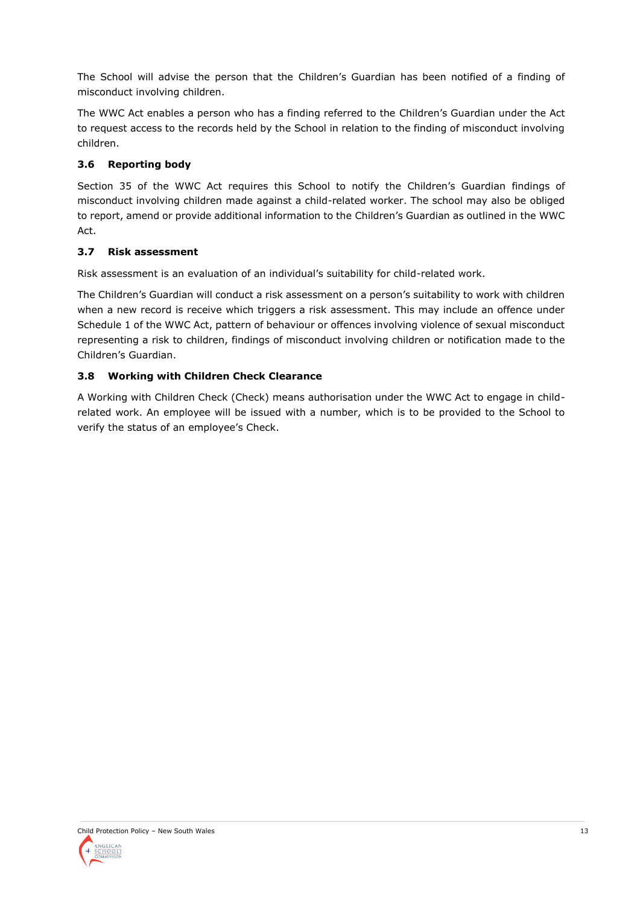The School will advise the person that the Children's Guardian has been notified of a finding of misconduct involving children.

The WWC Act enables a person who has a finding referred to the Children's Guardian under the Act to request access to the records held by the School in relation to the finding of misconduct involving children.

### 3.6 Reporting body

Section 35 of the WWC Act requires this School to notify the Children's Guardian findings of misconduct involving children made against a child-related worker. The school may also be obliged to report, amend or provide additional information to the Children's Guardian as outlined in the WWC Act.

### 3.7 Risk assessment

Risk assessment is an evaluation of an individual's suitability for child-related work.

The Children's Guardian will conduct a risk assessment on a person's suitability to work with children when a new record is receive which triggers a risk assessment. This may include an offence under Schedule 1 of the WWC Act, pattern of behaviour or offences involving violence of sexual misconduct representing a risk to children, findings of misconduct involving children or notification made to the Children's Guardian.

### 3.8 Working with Children Check Clearance

A Working with Children Check (Check) means authorisation under the WWC Act to engage in child-related work. An employee will be issued with a number, which is to be provided to the School to verify the status of an employee's Check.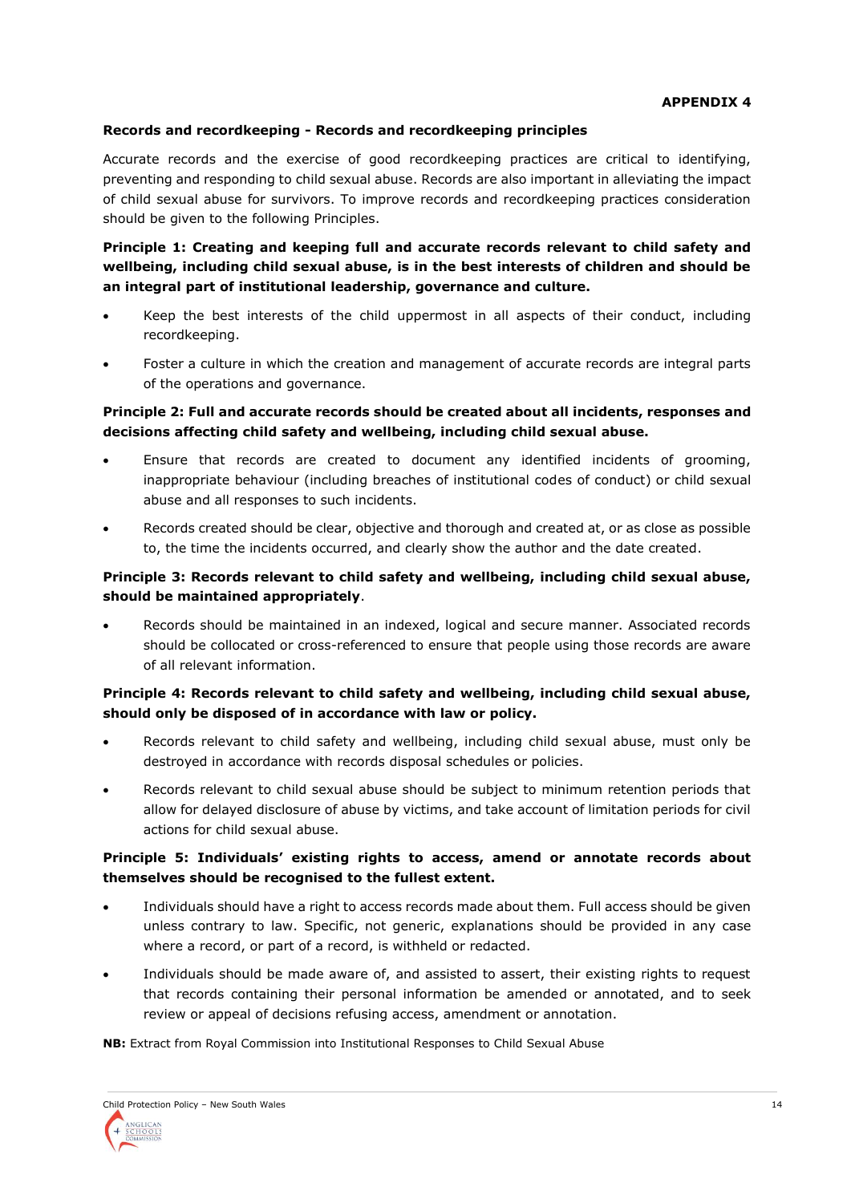**APPENDIX 4**

**Records and recordkeeping - Records and recordkeeping principles**

Accurate records and the exercise of good recordkeeping practices are critical to identifying, preventing and responding to child sexual abuse. Records are also important in alleviating the impact of child sexual abuse for survivors. To improve records and recordkeeping practices consideration should be given to the following Principles.

**Principle 1: Creating and keeping full and accurate records relevant to child safety and wellbeing, including child sexual abuse, is in the best interests of children and should be an integral part of institutional leadership, governance and culture.**

- Keep the best interests of the child uppermost in all aspects of their conduct, including recordkeeping.
- Foster a culture in which the creation and management of accurate records are integral parts of the operations and governance.

**Principle 2: Full and accurate records should be created about all incidents, responses and decisions affecting child safety and wellbeing, including child sexual abuse.**

- Ensure that records are created to document any identified incidents of grooming, inappropriate behaviour (including breaches of institutional codes of conduct) or child sexual abuse and all responses to such incidents.
- Records created should be clear, objective and thorough and created at, or as close as possible to, the time the incidents occurred, and clearly show the author and the date created.

**Principle 3: Records relevant to child safety and wellbeing, including child sexual abuse, should be maintained appropriately**.

- Records should be maintained in an indexed, logical and secure manner. Associated records should be collocated or cross-referenced to ensure that people using those records are aware of all relevant information.

**Principle 4: Records relevant to child safety and wellbeing, including child sexual abuse, should only be disposed of in accordance with law or policy.**

- Records relevant to child safety and wellbeing, including child sexual abuse, must only be destroyed in accordance with records disposal schedules or policies.
- Records relevant to child sexual abuse should be subject to minimum retention periods that allow for delayed disclosure of abuse by victims, and take account of limitation periods for civil actions for child sexual abuse.

**Principle 5: Individuals' existing rights to access, amend or annotate records about themselves should be recognised to the fullest extent.**

- Individuals should have a right to access records made about them. Full access should be given unless contrary to law. Specific, not generic, explanations should be provided in any case where a record, or part of a record, is withheld or redacted.
- Individuals should be made aware of, and assisted to assert, their existing rights to request that records containing their personal information be amended or annotated, and to seek review or appeal of decisions refusing access, amendment or annotation.

**NB:** Extract from Royal Commission into Institutional Responses to Child Sexual Abuse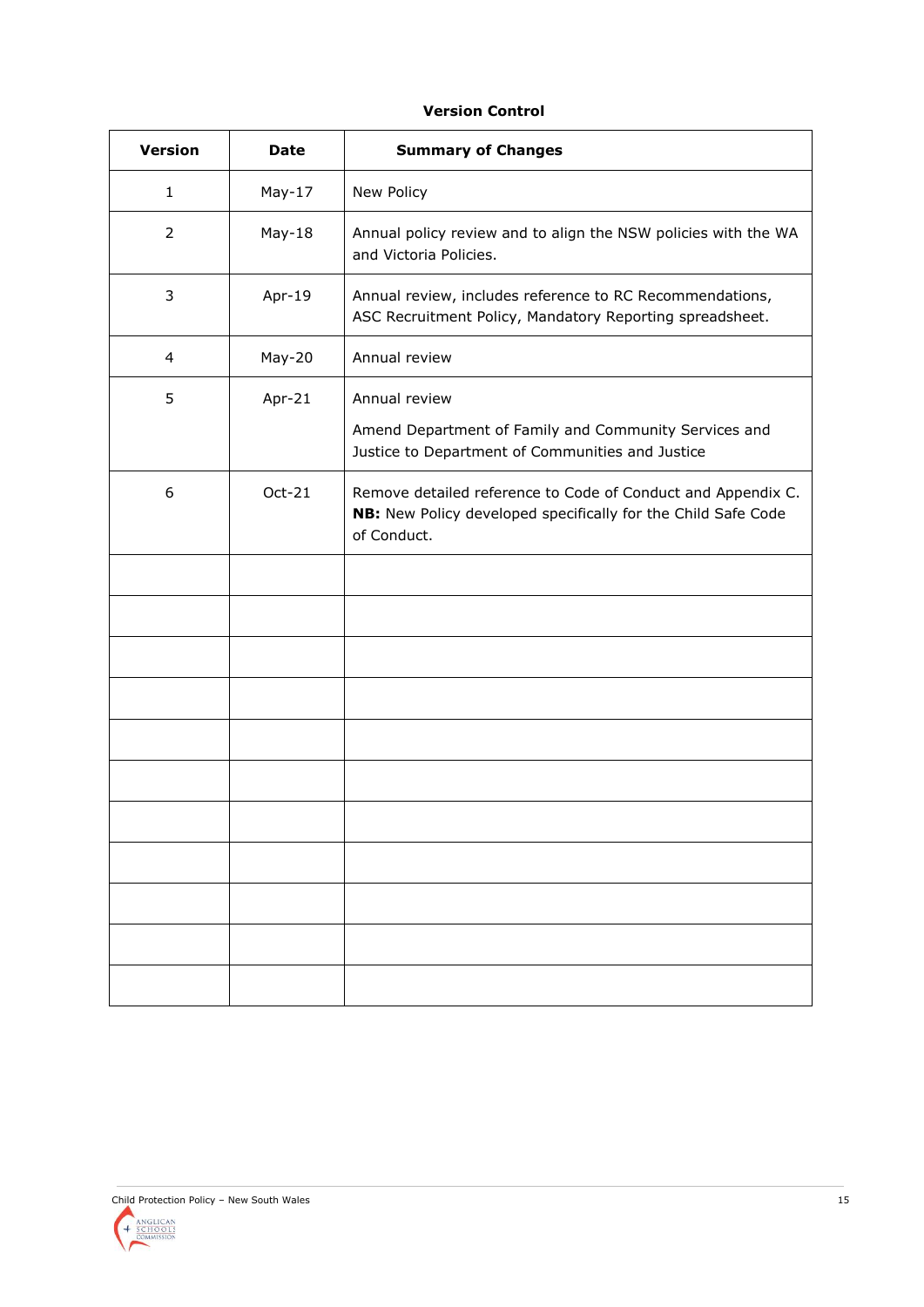**Version Control**

| Version | Date | Summary of Changes |
|---|---|---|
| 1 | May-17 | New Policy |
| 2 | May-18 | Annual policy review and to align the NSW policies with the WA and Victoria Policies. |
| 3 | Apr-19 | Annual review, includes reference to RC Recommendations, ASC Recruitment Policy, Mandatory Reporting spreadsheet. |
| 4 | May-20 | Annual review |
| 5 | Apr-21 | Annual review<br><br>Amend Department of Family and Community Services and Justice to Department of Communities and Justice |
| 6 | Oct-21 | Remove detailed reference to Code of Conduct and Appendix C. **NB:** New Policy developed specifically for the Child Safe Code of Conduct. |
| | | |
| | | |
| | | |
| | | |
| | | |
| | | |
| | | |
| | | |
| | | |
| | | |
| | | |